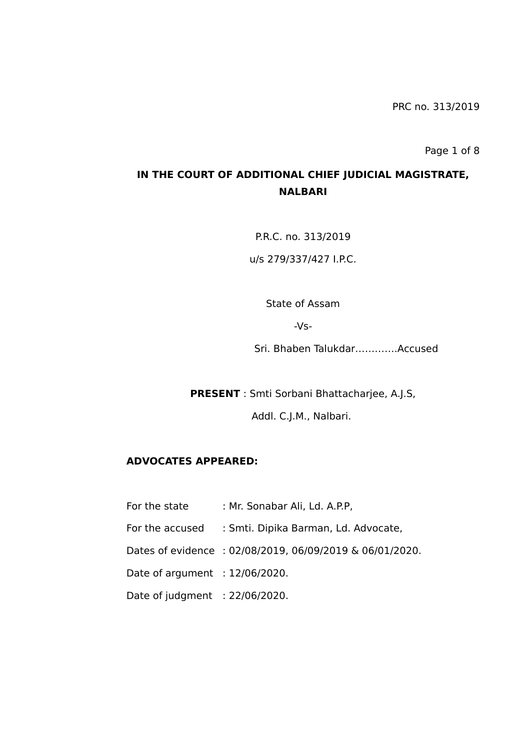**IN THE COURT OF ADDITIONAL CHIEF JUDICIAL MAGISTRATE, NALBARI**

P.R.C. no. 313/2019

u/s 279/337/427 I.P.C.

State of Assam

-Vs-

Sri. Bhaben Talukdar………….Accused

**PRESENT** : Smti Sorbani Bhattacharjee, A.J.S,

Addl. C.J.M., Nalbari.

**ADVOCATES APPEARED:**

For the state : Mr. Sonabar Ali, Ld. A.P.P,

For the accused : Smti. Dipika Barman, Ld. Advocate,

Dates of evidence : 02/08/2019, 06/09/2019 & 06/01/2020.

Date of argument : 12/06/2020.

Date of judgment : 22/06/2020.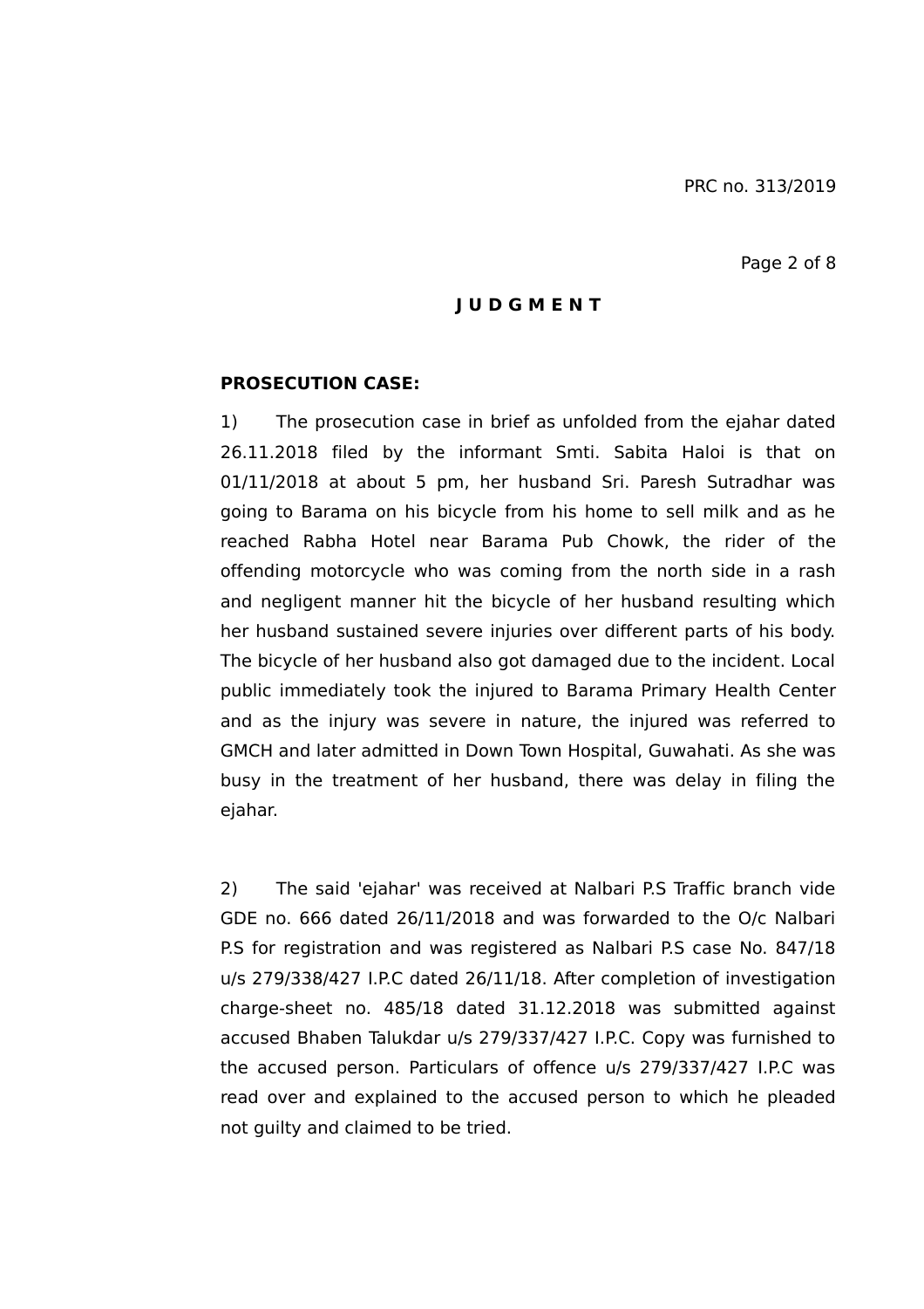# J U D G M E N T

**PROSECUTION CASE:**

1) The prosecution case in brief as unfolded from the ejahar dated 26.11.2018 filed by the informant Smti. Sabita Haloi is that on 01/11/2018 at about 5 pm, her husband Sri. Paresh Sutradhar was going to Barama on his bicycle from his home to sell milk and as he reached Rabha Hotel near Barama Pub Chowk, the rider of the offending motorcycle who was coming from the north side in a rash and negligent manner hit the bicycle of her husband resulting which her husband sustained severe injuries over different parts of his body. The bicycle of her husband also got damaged due to the incident. Local public immediately took the injured to Barama Primary Health Center and as the injury was severe in nature, the injured was referred to GMCH and later admitted in Down Town Hospital, Guwahati. As she was busy in the treatment of her husband, there was delay in filing the ejahar.

2) The said 'ejahar' was received at Nalbari P.S Traffic branch vide GDE no. 666 dated 26/11/2018 and was forwarded to the O/c Nalbari P.S for registration and was registered as Nalbari P.S case No. 847/18 u/s 279/338/427 I.P.C dated 26/11/18. After completion of investigation charge-sheet no. 485/18 dated 31.12.2018 was submitted against accused Bhaben Talukdar u/s 279/337/427 I.P.C. Copy was furnished to the accused person. Particulars of offence u/s 279/337/427 I.P.C was read over and explained to the accused person to which he pleaded not guilty and claimed to be tried.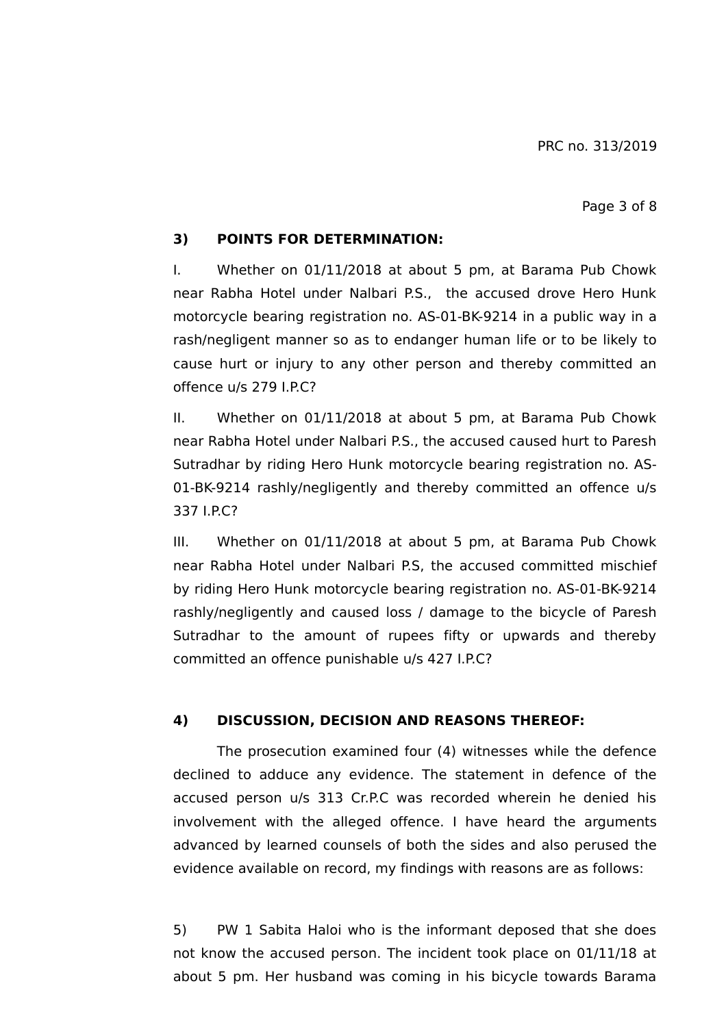**3) POINTS FOR DETERMINATION:**

I. Whether on 01/11/2018 at about 5 pm, at Barama Pub Chowk near Rabha Hotel under Nalbari P.S., the accused drove Hero Hunk motorcycle bearing registration no. AS-01-BK-9214 in a public way in a rash/negligent manner so as to endanger human life or to be likely to cause hurt or injury to any other person and thereby committed an offence u/s 279 I.P.C?

II. Whether on 01/11/2018 at about 5 pm, at Barama Pub Chowk near Rabha Hotel under Nalbari P.S., the accused caused hurt to Paresh Sutradhar by riding Hero Hunk motorcycle bearing registration no. AS-01-BK-9214 rashly/negligently and thereby committed an offence u/s 337 I.P.C?

III. Whether on 01/11/2018 at about 5 pm, at Barama Pub Chowk near Rabha Hotel under Nalbari P.S, the accused committed mischief by riding Hero Hunk motorcycle bearing registration no. AS-01-BK-9214 rashly/negligently and caused loss / damage to the bicycle of Paresh Sutradhar to the amount of rupees fifty or upwards and thereby committed an offence punishable u/s 427 I.P.C?

**4) DISCUSSION, DECISION AND REASONS THEREOF:**

The prosecution examined four (4) witnesses while the defence declined to adduce any evidence. The statement in defence of the accused person u/s 313 Cr.P.C was recorded wherein he denied his involvement with the alleged offence. I have heard the arguments advanced by learned counsels of both the sides and also perused the evidence available on record, my findings with reasons are as follows:

5) PW 1 Sabita Haloi who is the informant deposed that she does not know the accused person. The incident took place on 01/11/18 at about 5 pm. Her husband was coming in his bicycle towards Barama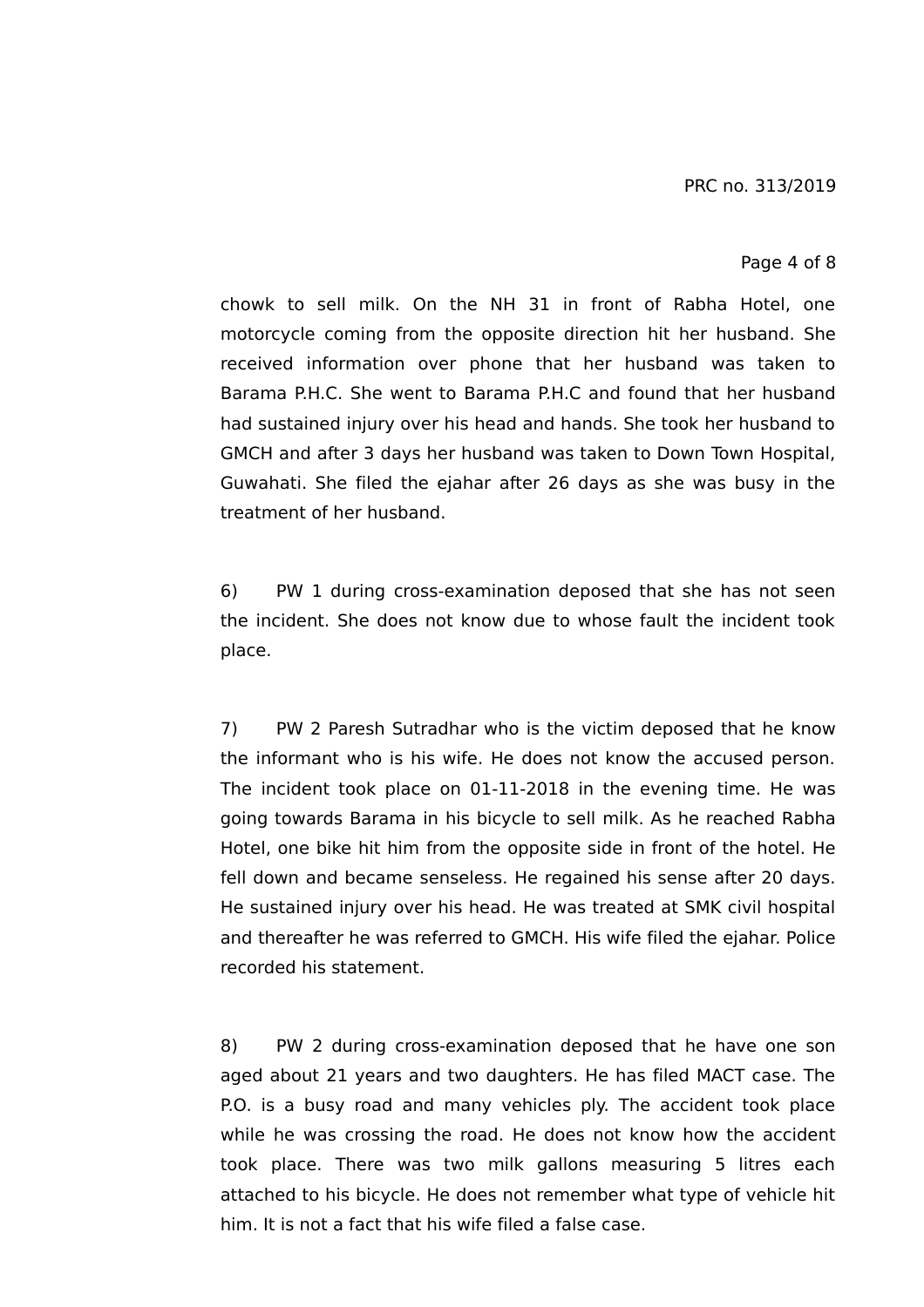chowk to sell milk. On the NH 31 in front of Rabha Hotel, one motorcycle coming from the opposite direction hit her husband. She received information over phone that her husband was taken to Barama P.H.C. She went to Barama P.H.C and found that her husband had sustained injury over his head and hands. She took her husband to GMCH and after 3 days her husband was taken to Down Town Hospital, Guwahati. She filed the ejahar after 26 days as she was busy in the treatment of her husband.

6) PW 1 during cross-examination deposed that she has not seen the incident. She does not know due to whose fault the incident took place.

7) PW 2 Paresh Sutradhar who is the victim deposed that he know the informant who is his wife. He does not know the accused person. The incident took place on 01-11-2018 in the evening time. He was going towards Barama in his bicycle to sell milk. As he reached Rabha Hotel, one bike hit him from the opposite side in front of the hotel. He fell down and became senseless. He regained his sense after 20 days. He sustained injury over his head. He was treated at SMK civil hospital and thereafter he was referred to GMCH. His wife filed the ejahar. Police recorded his statement.

8) PW 2 during cross-examination deposed that he have one son aged about 21 years and two daughters. He has filed MACT case. The P.O. is a busy road and many vehicles ply. The accident took place while he was crossing the road. He does not know how the accident took place. There was two milk gallons measuring 5 litres each attached to his bicycle. He does not remember what type of vehicle hit him. It is not a fact that his wife filed a false case.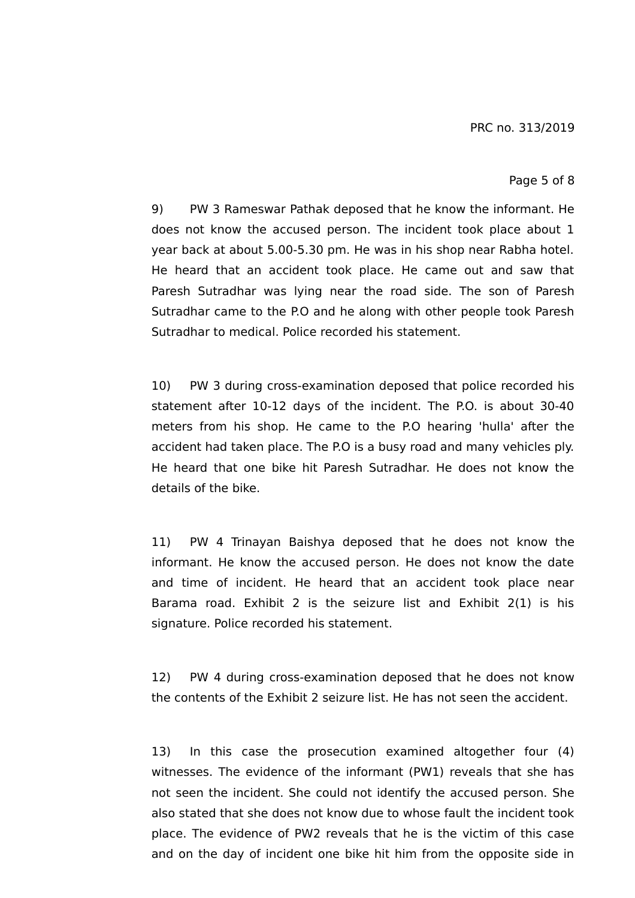9) PW 3 Rameswar Pathak deposed that he know the informant. He does not know the accused person. The incident took place about 1 year back at about 5.00-5.30 pm. He was in his shop near Rabha hotel. He heard that an accident took place. He came out and saw that Paresh Sutradhar was lying near the road side. The son of Paresh Sutradhar came to the P.O and he along with other people took Paresh Sutradhar to medical. Police recorded his statement.

10) PW 3 during cross-examination deposed that police recorded his statement after 10-12 days of the incident. The P.O. is about 30-40 meters from his shop. He came to the P.O hearing 'hulla' after the accident had taken place. The P.O is a busy road and many vehicles ply. He heard that one bike hit Paresh Sutradhar. He does not know the details of the bike.

11) PW 4 Trinayan Baishya deposed that he does not know the informant. He know the accused person. He does not know the date and time of incident. He heard that an accident took place near Barama road. Exhibit 2 is the seizure list and Exhibit 2(1) is his signature. Police recorded his statement.

12) PW 4 during cross-examination deposed that he does not know the contents of the Exhibit 2 seizure list. He has not seen the accident.

13) In this case the prosecution examined altogether four (4) witnesses. The evidence of the informant (PW1) reveals that she has not seen the incident. She could not identify the accused person. She also stated that she does not know due to whose fault the incident took place. The evidence of PW2 reveals that he is the victim of this case and on the day of incident one bike hit him from the opposite side in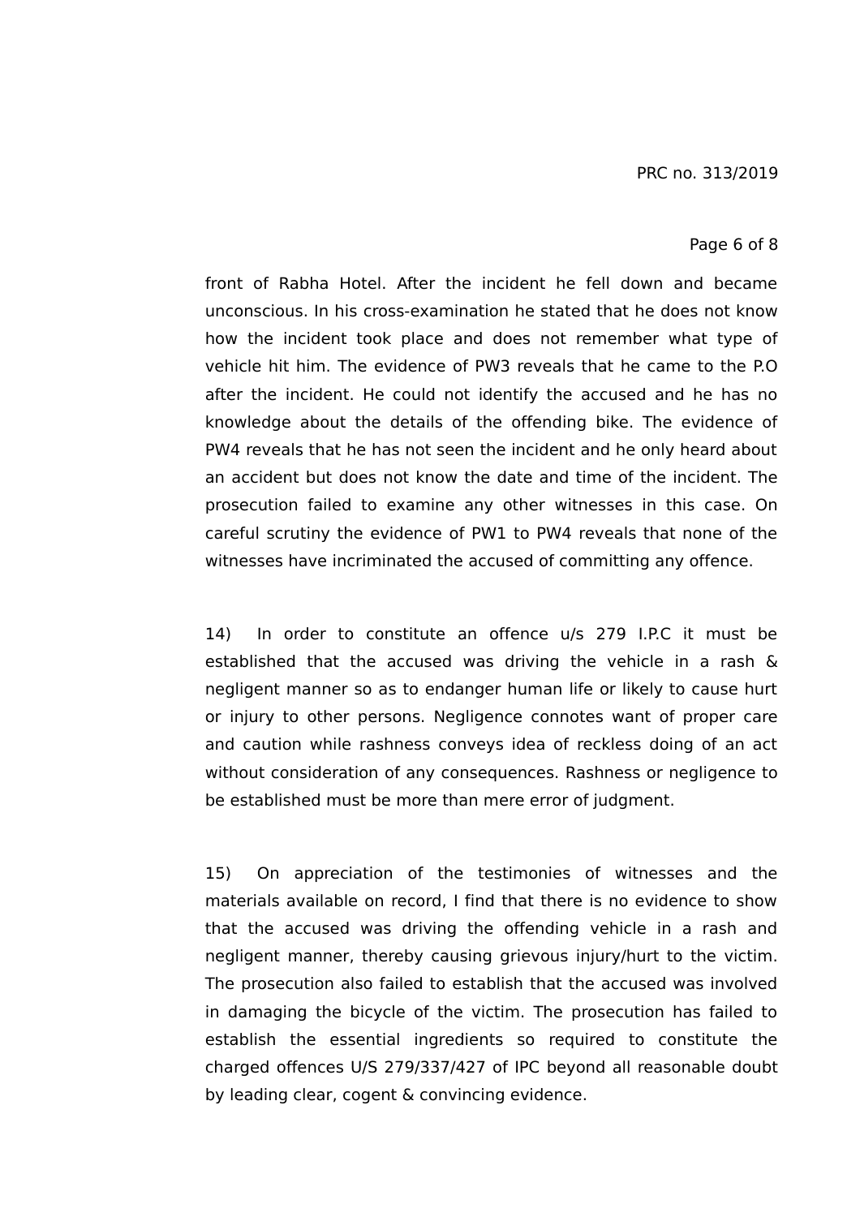front of Rabha Hotel. After the incident he fell down and became unconscious. In his cross-examination he stated that he does not know how the incident took place and does not remember what type of vehicle hit him. The evidence of PW3 reveals that he came to the P.O after the incident. He could not identify the accused and he has no knowledge about the details of the offending bike. The evidence of PW4 reveals that he has not seen the incident and he only heard about an accident but does not know the date and time of the incident. The prosecution failed to examine any other witnesses in this case. On careful scrutiny the evidence of PW1 to PW4 reveals that none of the witnesses have incriminated the accused of committing any offence.

14) In order to constitute an offence u/s 279 I.P.C it must be established that the accused was driving the vehicle in a rash & negligent manner so as to endanger human life or likely to cause hurt or injury to other persons. Negligence connotes want of proper care and caution while rashness conveys idea of reckless doing of an act without consideration of any consequences. Rashness or negligence to be established must be more than mere error of judgment.

15) On appreciation of the testimonies of witnesses and the materials available on record, I find that there is no evidence to show that the accused was driving the offending vehicle in a rash and negligent manner, thereby causing grievous injury/hurt to the victim. The prosecution also failed to establish that the accused was involved in damaging the bicycle of the victim. The prosecution has failed to establish the essential ingredients so required to constitute the charged offences U/S 279/337/427 of IPC beyond all reasonable doubt by leading clear, cogent & convincing evidence.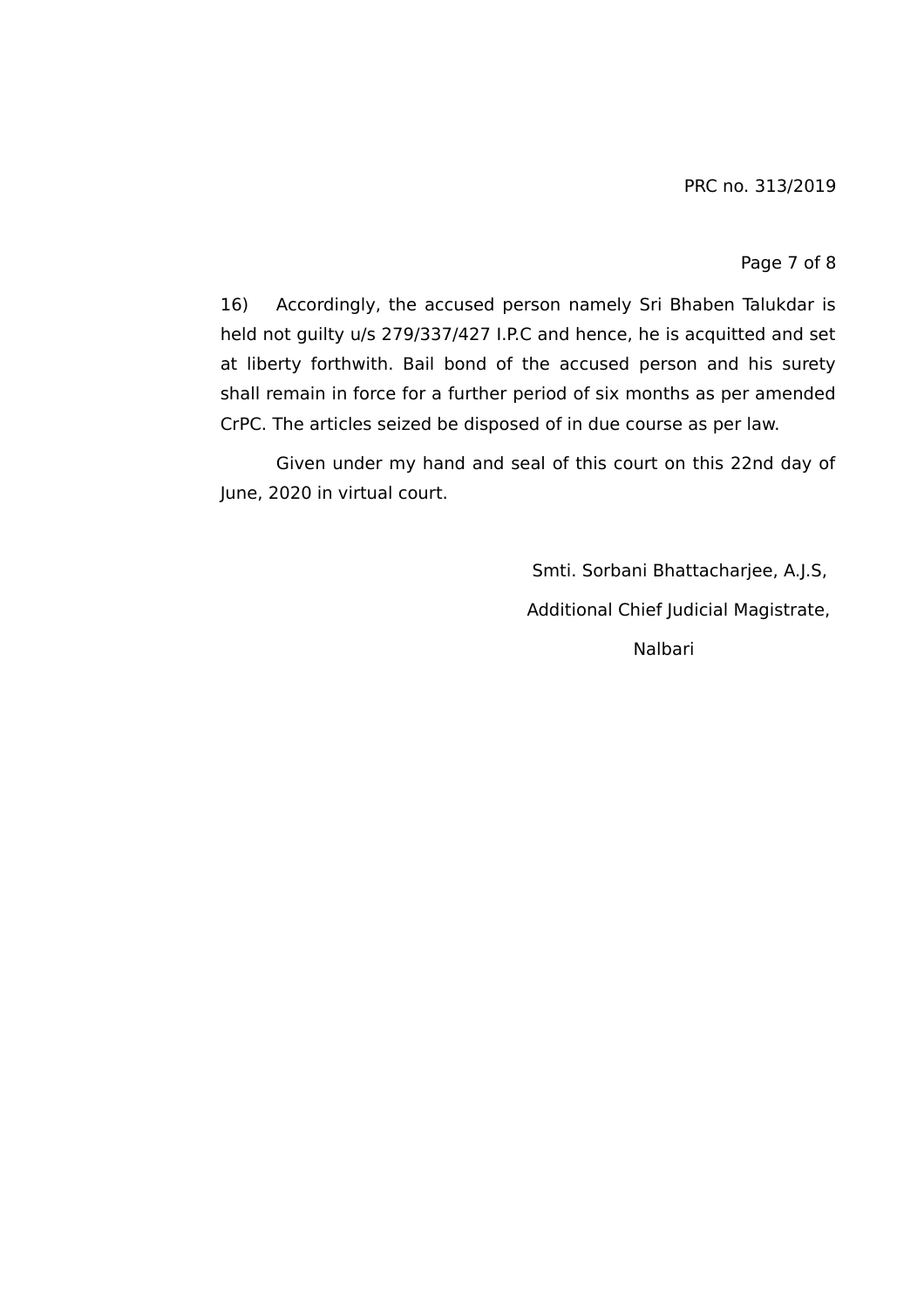16) Accordingly, the accused person namely Sri Bhaben Talukdar is held not guilty u/s 279/337/427 I.P.C and hence, he is acquitted and set at liberty forthwith. Bail bond of the accused person and his surety shall remain in force for a further period of six months as per amended CrPC. The articles seized be disposed of in due course as per law.

Given under my hand and seal of this court on this 22nd day of June, 2020 in virtual court.

Smti. Sorbani Bhattacharjee, A.J.S,

Additional Chief Judicial Magistrate,

Nalbari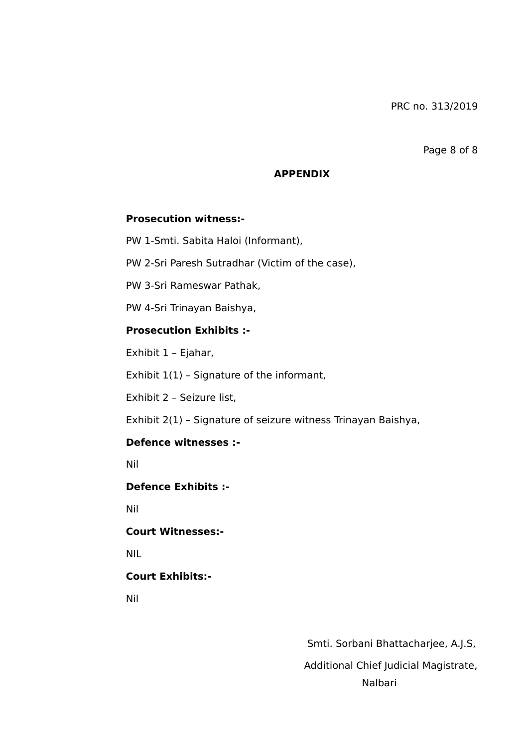## APPENDIX

**Prosecution witness:-**

PW 1-Smti. Sabita Haloi (Informant),

PW 2-Sri Paresh Sutradhar (Victim of the case),

PW 3-Sri Rameswar Pathak,

PW 4-Sri Trinayan Baishya,

**Prosecution Exhibits :-**

Exhibit 1 – Ejahar,

Exhibit 1(1) – Signature of the informant,

Exhibit 2 – Seizure list,

Exhibit 2(1) – Signature of seizure witness Trinayan Baishya,

**Defence witnesses :-**

Nil

**Defence Exhibits :-**

Nil

**Court Witnesses:-**

NIL

**Court Exhibits:-**

Nil

Smti. Sorbani Bhattacharjee, A.J.S,

Additional Chief Judicial Magistrate,

Nalbari